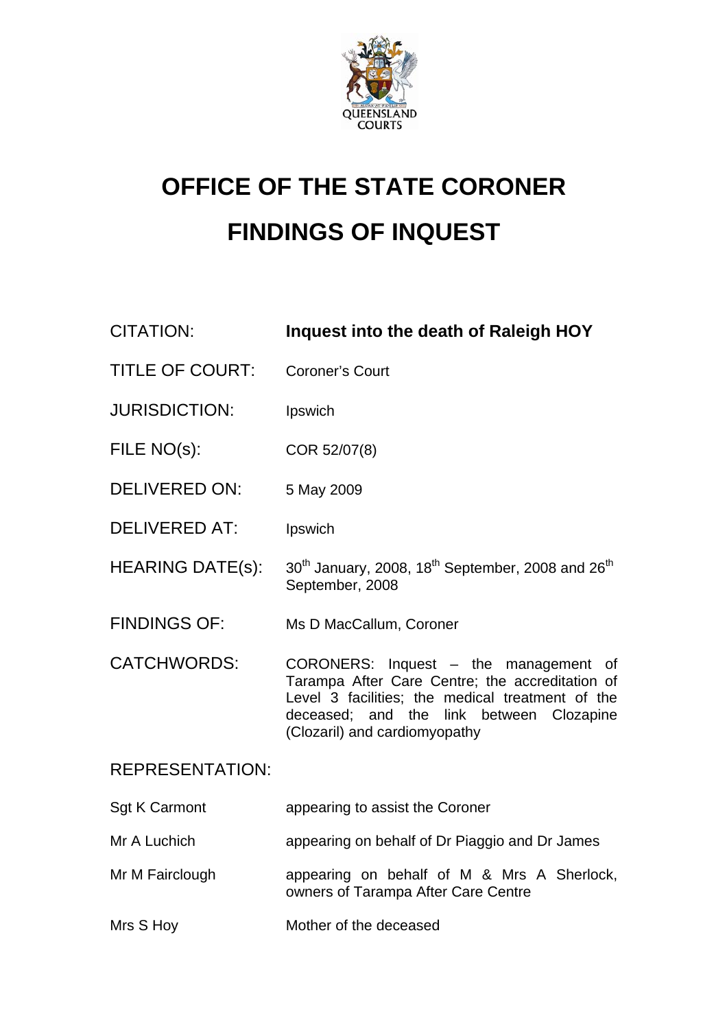# OFFICE OF THE STATE CORONER

# FINDINGS OF INQUEST

| | |
|---|---|
| CITATION: | **Inquest into the death of Raleigh HOY** |
| TITLE OF COURT: | Coroner's Court |
| JURISDICTION: | Ipswich |
| FILE NO(s): | COR 52/07(8) |
| DELIVERED ON: | 5 May 2009 |
| DELIVERED AT: | Ipswich |
| HEARING DATE(s): | 30th January, 2008, 18th September, 2008 and 26th September, 2008 |
| FINDINGS OF: | Ms D MacCallum, Coroner |
| CATCHWORDS: | CORONERS: Inquest – the management of Tarampa After Care Centre; the accreditation of Level 3 facilities; the medical treatment of the deceased; and the link between Clozapine (Clozaril) and cardiomyopathy |

REPRESENTATION:

| | |
|---|---|
| Sgt K Carmont | appearing to assist the Coroner |
| Mr A Luchich | appearing on behalf of Dr Piaggio and Dr James |
| Mr M Fairclough | appearing on behalf of M & Mrs A Sherlock, owners of Tarampa After Care Centre |
| Mrs S Hoy | Mother of the deceased |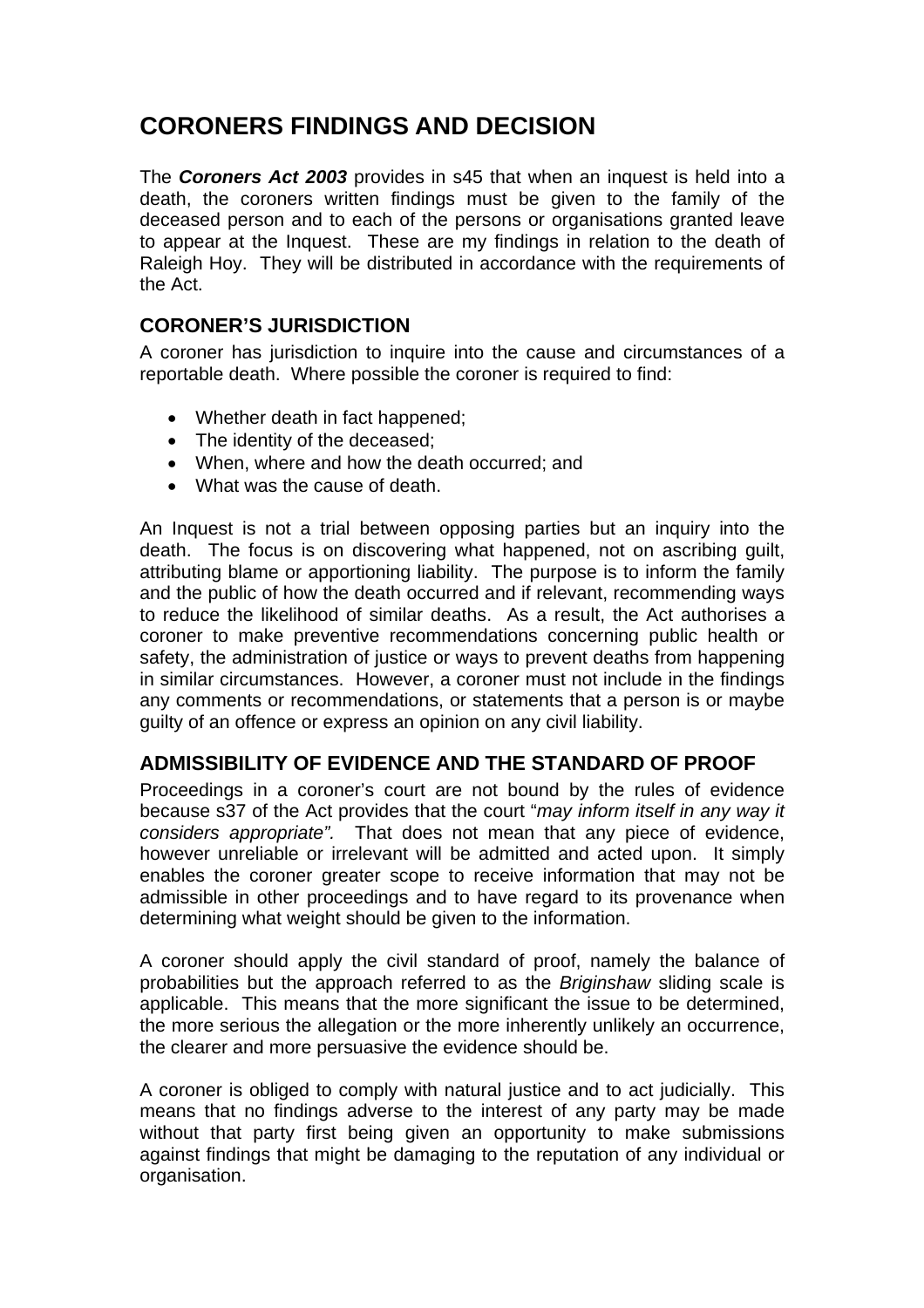# CORONERS FINDINGS AND DECISION

The ***Coroners Act 2003*** provides in s45 that when an inquest is held into a death, the coroners written findings must be given to the family of the deceased person and to each of the persons or organisations granted leave to appear at the Inquest. These are my findings in relation to the death of Raleigh Hoy. They will be distributed in accordance with the requirements of the Act.

## CORONER'S JURISDICTION

A coroner has jurisdiction to inquire into the cause and circumstances of a reportable death. Where possible the coroner is required to find:

- Whether death in fact happened;
- The identity of the deceased;
- When, where and how the death occurred; and
- What was the cause of death.

An Inquest is not a trial between opposing parties but an inquiry into the death. The focus is on discovering what happened, not on ascribing guilt, attributing blame or apportioning liability. The purpose is to inform the family and the public of how the death occurred and if relevant, recommending ways to reduce the likelihood of similar deaths. As a result, the Act authorises a coroner to make preventive recommendations concerning public health or safety, the administration of justice or ways to prevent deaths from happening in similar circumstances. However, a coroner must not include in the findings any comments or recommendations, or statements that a person is or maybe guilty of an offence or express an opinion on any civil liability.

## ADMISSIBILITY OF EVIDENCE AND THE STANDARD OF PROOF

Proceedings in a coroner's court are not bound by the rules of evidence because s37 of the Act provides that the court "*may inform itself in any way it considers appropriate".* That does not mean that any piece of evidence, however unreliable or irrelevant will be admitted and acted upon. It simply enables the coroner greater scope to receive information that may not be admissible in other proceedings and to have regard to its provenance when determining what weight should be given to the information.

A coroner should apply the civil standard of proof, namely the balance of probabilities but the approach referred to as the *Briginshaw* sliding scale is applicable. This means that the more significant the issue to be determined, the more serious the allegation or the more inherently unlikely an occurrence, the clearer and more persuasive the evidence should be.

A coroner is obliged to comply with natural justice and to act judicially. This means that no findings adverse to the interest of any party may be made without that party first being given an opportunity to make submissions against findings that might be damaging to the reputation of any individual or organisation.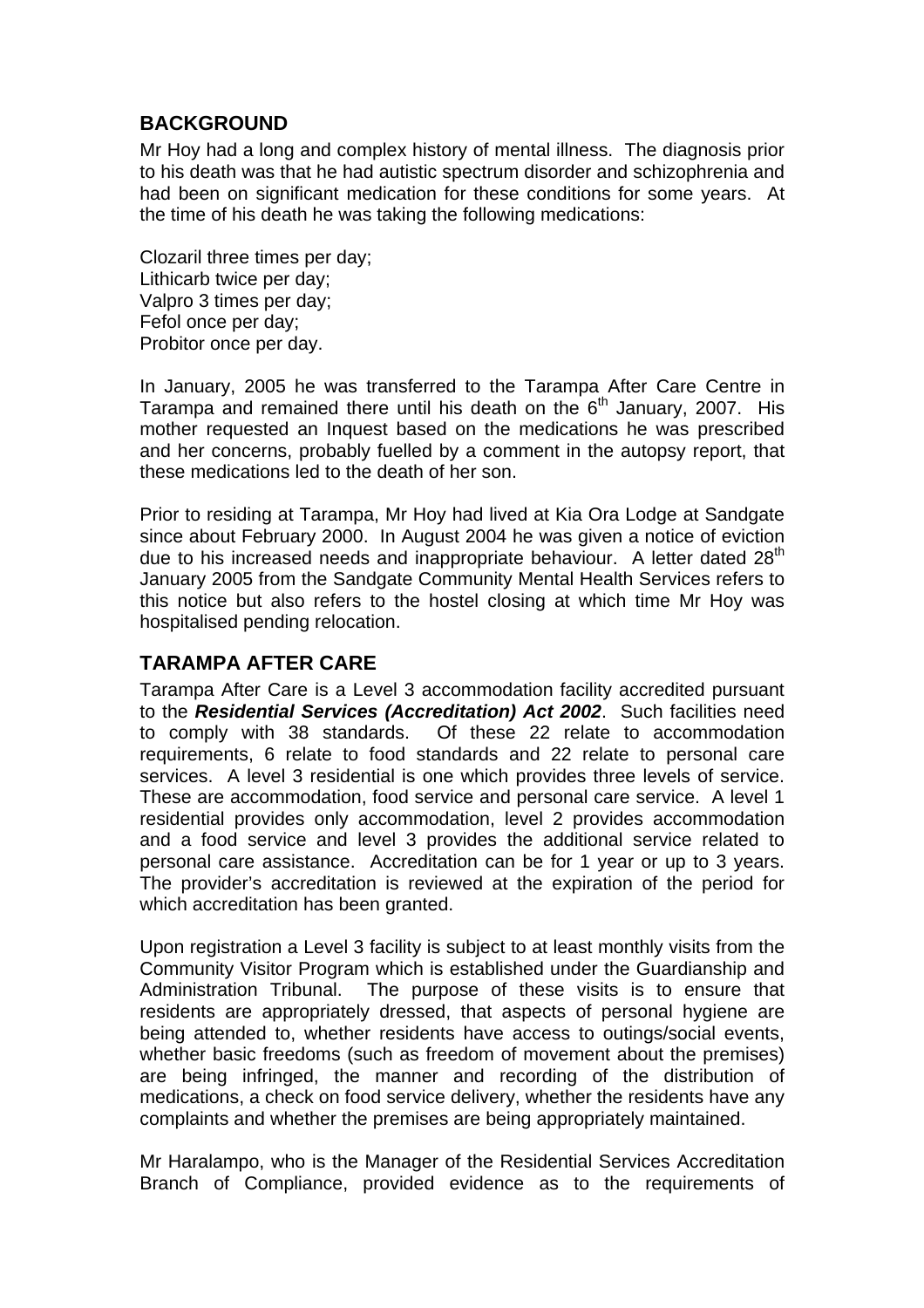## BACKGROUND

Mr Hoy had a long and complex history of mental illness. The diagnosis prior to his death was that he had autistic spectrum disorder and schizophrenia and had been on significant medication for these conditions for some years. At the time of his death he was taking the following medications:

Clozaril three times per day;
Lithicarb twice per day;
Valpro 3 times per day;
Fefol once per day;
Probitor once per day.

In January, 2005 he was transferred to the Tarampa After Care Centre in Tarampa and remained there until his death on the 6th January, 2007. His mother requested an Inquest based on the medications he was prescribed and her concerns, probably fuelled by a comment in the autopsy report, that these medications led to the death of her son.

Prior to residing at Tarampa, Mr Hoy had lived at Kia Ora Lodge at Sandgate since about February 2000. In August 2004 he was given a notice of eviction due to his increased needs and inappropriate behaviour. A letter dated 28th January 2005 from the Sandgate Community Mental Health Services refers to this notice but also refers to the hostel closing at which time Mr Hoy was hospitalised pending relocation.

## TARAMPA AFTER CARE

Tarampa After Care is a Level 3 accommodation facility accredited pursuant to the ***Residential Services (Accreditation) Act 2002***. Such facilities need to comply with 38 standards. Of these 22 relate to accommodation requirements, 6 relate to food standards and 22 relate to personal care services. A level 3 residential is one which provides three levels of service. These are accommodation, food service and personal care service. A level 1 residential provides only accommodation, level 2 provides accommodation and a food service and level 3 provides the additional service related to personal care assistance. Accreditation can be for 1 year or up to 3 years. The provider's accreditation is reviewed at the expiration of the period for which accreditation has been granted.

Upon registration a Level 3 facility is subject to at least monthly visits from the Community Visitor Program which is established under the Guardianship and Administration Tribunal. The purpose of these visits is to ensure that residents are appropriately dressed, that aspects of personal hygiene are being attended to, whether residents have access to outings/social events, whether basic freedoms (such as freedom of movement about the premises) are being infringed, the manner and recording of the distribution of medications, a check on food service delivery, whether the residents have any complaints and whether the premises are being appropriately maintained.

Mr Haralampo, who is the Manager of the Residential Services Accreditation Branch of Compliance, provided evidence as to the requirements of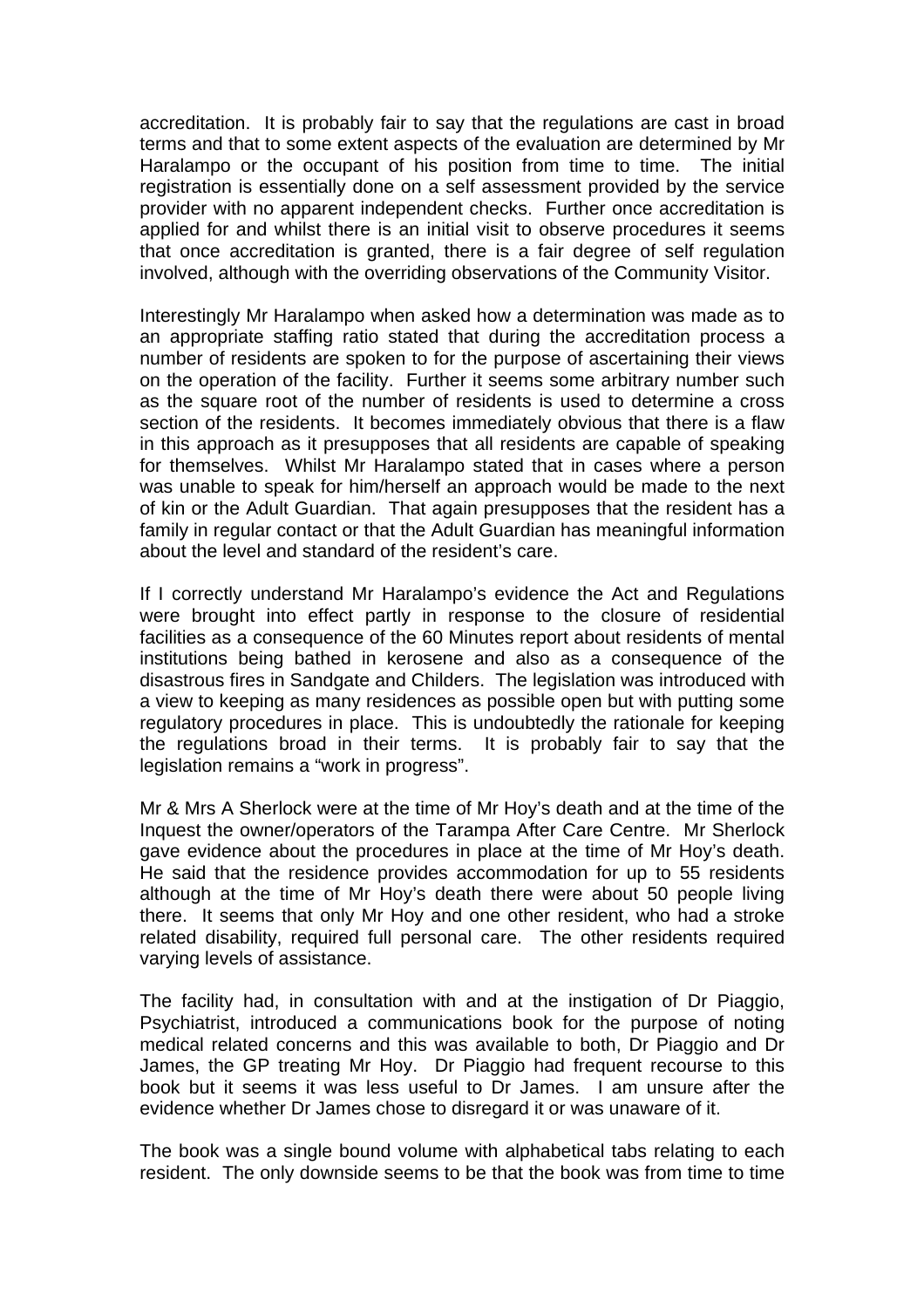accreditation. It is probably fair to say that the regulations are cast in broad terms and that to some extent aspects of the evaluation are determined by Mr Haralampo or the occupant of his position from time to time. The initial registration is essentially done on a self assessment provided by the service provider with no apparent independent checks. Further once accreditation is applied for and whilst there is an initial visit to observe procedures it seems that once accreditation is granted, there is a fair degree of self regulation involved, although with the overriding observations of the Community Visitor.

Interestingly Mr Haralampo when asked how a determination was made as to an appropriate staffing ratio stated that during the accreditation process a number of residents are spoken to for the purpose of ascertaining their views on the operation of the facility. Further it seems some arbitrary number such as the square root of the number of residents is used to determine a cross section of the residents. It becomes immediately obvious that there is a flaw in this approach as it presupposes that all residents are capable of speaking for themselves. Whilst Mr Haralampo stated that in cases where a person was unable to speak for him/herself an approach would be made to the next of kin or the Adult Guardian. That again presupposes that the resident has a family in regular contact or that the Adult Guardian has meaningful information about the level and standard of the resident's care.

If I correctly understand Mr Haralampo's evidence the Act and Regulations were brought into effect partly in response to the closure of residential facilities as a consequence of the 60 Minutes report about residents of mental institutions being bathed in kerosene and also as a consequence of the disastrous fires in Sandgate and Childers. The legislation was introduced with a view to keeping as many residences as possible open but with putting some regulatory procedures in place. This is undoubtedly the rationale for keeping the regulations broad in their terms. It is probably fair to say that the legislation remains a "work in progress".

Mr & Mrs A Sherlock were at the time of Mr Hoy's death and at the time of the Inquest the owner/operators of the Tarampa After Care Centre. Mr Sherlock gave evidence about the procedures in place at the time of Mr Hoy's death. He said that the residence provides accommodation for up to 55 residents although at the time of Mr Hoy's death there were about 50 people living there. It seems that only Mr Hoy and one other resident, who had a stroke related disability, required full personal care. The other residents required varying levels of assistance.

The facility had, in consultation with and at the instigation of Dr Piaggio, Psychiatrist, introduced a communications book for the purpose of noting medical related concerns and this was available to both, Dr Piaggio and Dr James, the GP treating Mr Hoy. Dr Piaggio had frequent recourse to this book but it seems it was less useful to Dr James. I am unsure after the evidence whether Dr James chose to disregard it or was unaware of it.

The book was a single bound volume with alphabetical tabs relating to each resident. The only downside seems to be that the book was from time to time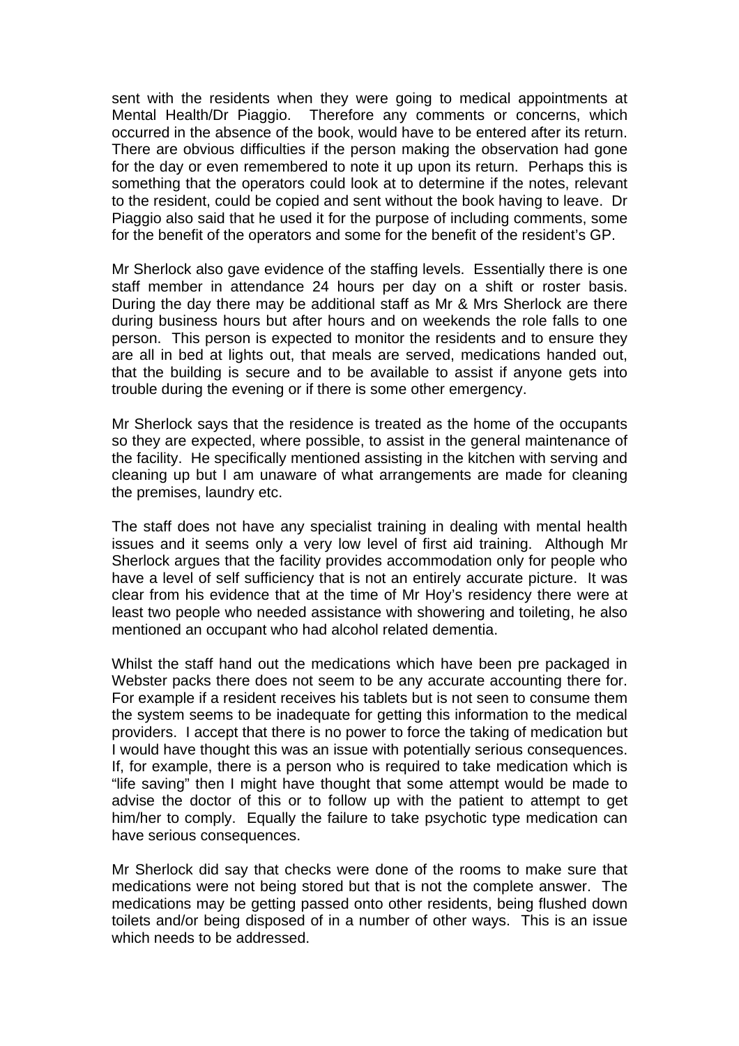sent with the residents when they were going to medical appointments at Mental Health/Dr Piaggio. Therefore any comments or concerns, which occurred in the absence of the book, would have to be entered after its return. There are obvious difficulties if the person making the observation had gone for the day or even remembered to note it up upon its return. Perhaps this is something that the operators could look at to determine if the notes, relevant to the resident, could be copied and sent without the book having to leave. Dr Piaggio also said that he used it for the purpose of including comments, some for the benefit of the operators and some for the benefit of the resident's GP.

Mr Sherlock also gave evidence of the staffing levels. Essentially there is one staff member in attendance 24 hours per day on a shift or roster basis. During the day there may be additional staff as Mr & Mrs Sherlock are there during business hours but after hours and on weekends the role falls to one person. This person is expected to monitor the residents and to ensure they are all in bed at lights out, that meals are served, medications handed out, that the building is secure and to be available to assist if anyone gets into trouble during the evening or if there is some other emergency.

Mr Sherlock says that the residence is treated as the home of the occupants so they are expected, where possible, to assist in the general maintenance of the facility. He specifically mentioned assisting in the kitchen with serving and cleaning up but I am unaware of what arrangements are made for cleaning the premises, laundry etc.

The staff does not have any specialist training in dealing with mental health issues and it seems only a very low level of first aid training. Although Mr Sherlock argues that the facility provides accommodation only for people who have a level of self sufficiency that is not an entirely accurate picture. It was clear from his evidence that at the time of Mr Hoy's residency there were at least two people who needed assistance with showering and toileting, he also mentioned an occupant who had alcohol related dementia.

Whilst the staff hand out the medications which have been pre packaged in Webster packs there does not seem to be any accurate accounting there for. For example if a resident receives his tablets but is not seen to consume them the system seems to be inadequate for getting this information to the medical providers. I accept that there is no power to force the taking of medication but I would have thought this was an issue with potentially serious consequences. If, for example, there is a person who is required to take medication which is "life saving" then I might have thought that some attempt would be made to advise the doctor of this or to follow up with the patient to attempt to get him/her to comply. Equally the failure to take psychotic type medication can have serious consequences.

Mr Sherlock did say that checks were done of the rooms to make sure that medications were not being stored but that is not the complete answer. The medications may be getting passed onto other residents, being flushed down toilets and/or being disposed of in a number of other ways. This is an issue which needs to be addressed.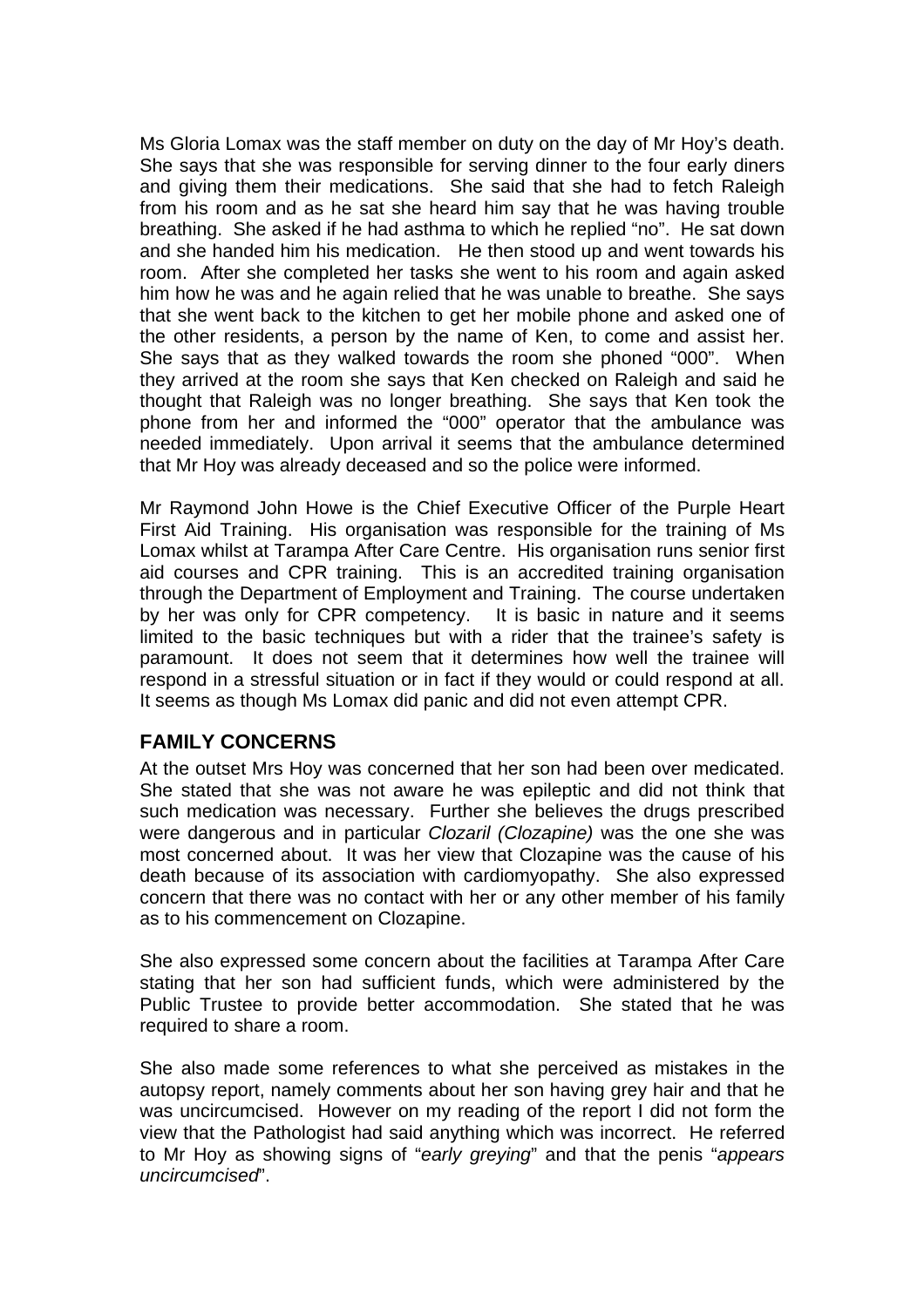Ms Gloria Lomax was the staff member on duty on the day of Mr Hoy's death. She says that she was responsible for serving dinner to the four early diners and giving them their medications. She said that she had to fetch Raleigh from his room and as he sat she heard him say that he was having trouble breathing. She asked if he had asthma to which he replied "no". He sat down and she handed him his medication. He then stood up and went towards his room. After she completed her tasks she went to his room and again asked him how he was and he again relied that he was unable to breathe. She says that she went back to the kitchen to get her mobile phone and asked one of the other residents, a person by the name of Ken, to come and assist her. She says that as they walked towards the room she phoned "000". When they arrived at the room she says that Ken checked on Raleigh and said he thought that Raleigh was no longer breathing. She says that Ken took the phone from her and informed the "000" operator that the ambulance was needed immediately. Upon arrival it seems that the ambulance determined that Mr Hoy was already deceased and so the police were informed.

Mr Raymond John Howe is the Chief Executive Officer of the Purple Heart First Aid Training. His organisation was responsible for the training of Ms Lomax whilst at Tarampa After Care Centre. His organisation runs senior first aid courses and CPR training. This is an accredited training organisation through the Department of Employment and Training. The course undertaken by her was only for CPR competency. It is basic in nature and it seems limited to the basic techniques but with a rider that the trainee's safety is paramount. It does not seem that it determines how well the trainee will respond in a stressful situation or in fact if they would or could respond at all. It seems as though Ms Lomax did panic and did not even attempt CPR.

## FAMILY CONCERNS

At the outset Mrs Hoy was concerned that her son had been over medicated. She stated that she was not aware he was epileptic and did not think that such medication was necessary. Further she believes the drugs prescribed were dangerous and in particular *Clozaril (Clozapine)* was the one she was most concerned about. It was her view that Clozapine was the cause of his death because of its association with cardiomyopathy. She also expressed concern that there was no contact with her or any other member of his family as to his commencement on Clozapine.

She also expressed some concern about the facilities at Tarampa After Care stating that her son had sufficient funds, which were administered by the Public Trustee to provide better accommodation. She stated that he was required to share a room.

She also made some references to what she perceived as mistakes in the autopsy report, namely comments about her son having grey hair and that he was uncircumcised. However on my reading of the report I did not form the view that the Pathologist had said anything which was incorrect. He referred to Mr Hoy as showing signs of "*early greying*" and that the penis "*appears uncircumcised*".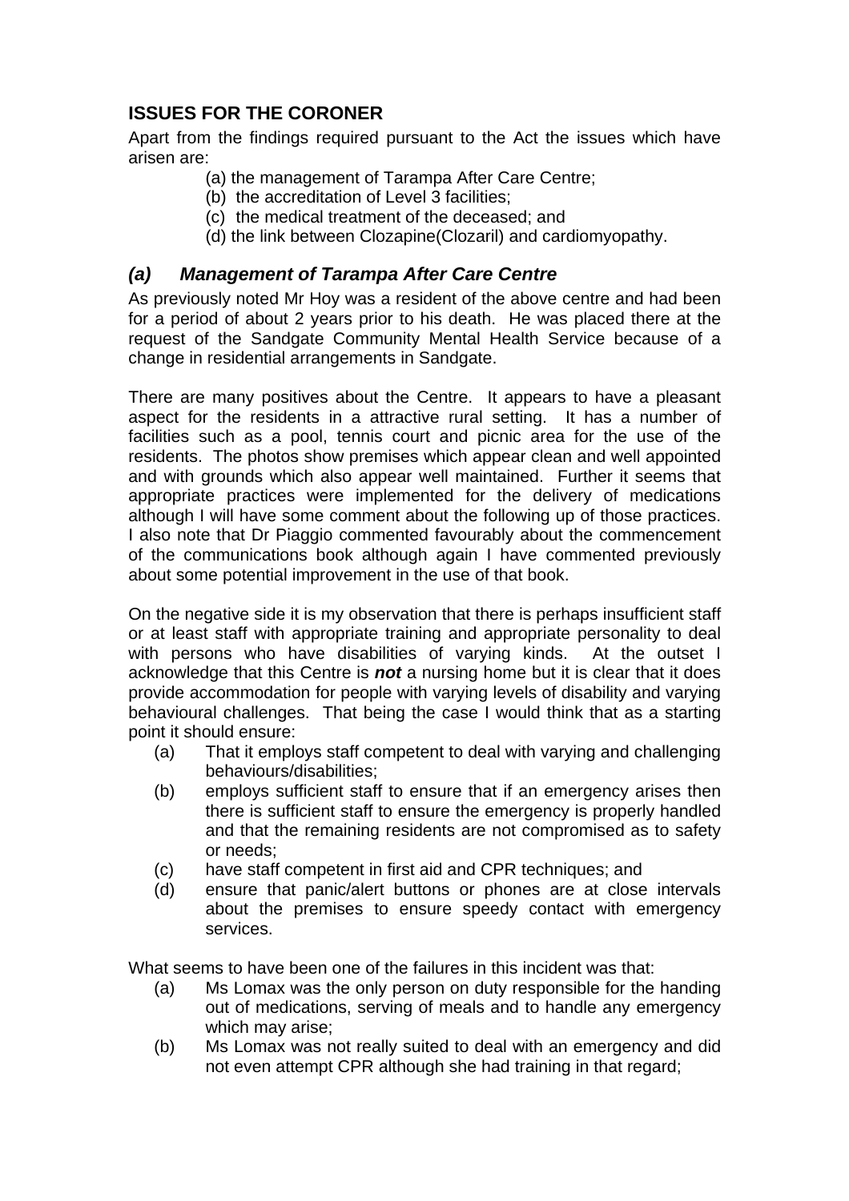## ISSUES FOR THE CORONER

Apart from the findings required pursuant to the Act the issues which have arisen are:

(a) the management of Tarampa After Care Centre;
(b) the accreditation of Level 3 facilities;
(c) the medical treatment of the deceased; and
(d) the link between Clozapine(Clozaril) and cardiomyopathy.

### *(a) Management of Tarampa After Care Centre*

As previously noted Mr Hoy was a resident of the above centre and had been for a period of about 2 years prior to his death. He was placed there at the request of the Sandgate Community Mental Health Service because of a change in residential arrangements in Sandgate.

There are many positives about the Centre. It appears to have a pleasant aspect for the residents in a attractive rural setting. It has a number of facilities such as a pool, tennis court and picnic area for the use of the residents. The photos show premises which appear clean and well appointed and with grounds which also appear well maintained. Further it seems that appropriate practices were implemented for the delivery of medications although I will have some comment about the following up of those practices. I also note that Dr Piaggio commented favourably about the commencement of the communications book although again I have commented previously about some potential improvement in the use of that book.

On the negative side it is my observation that there is perhaps insufficient staff or at least staff with appropriate training and appropriate personality to deal with persons who have disabilities of varying kinds. At the outset I acknowledge that this Centre is ***not*** a nursing home but it is clear that it does provide accommodation for people with varying levels of disability and varying behavioural challenges. That being the case I would think that as a starting point it should ensure:

(a) That it employs staff competent to deal with varying and challenging behaviours/disabilities;
(b) employs sufficient staff to ensure that if an emergency arises then there is sufficient staff to ensure the emergency is properly handled and that the remaining residents are not compromised as to safety or needs;
(c) have staff competent in first aid and CPR techniques; and
(d) ensure that panic/alert buttons or phones are at close intervals about the premises to ensure speedy contact with emergency services.

What seems to have been one of the failures in this incident was that:

(a) Ms Lomax was the only person on duty responsible for the handing out of medications, serving of meals and to handle any emergency which may arise;
(b) Ms Lomax was not really suited to deal with an emergency and did not even attempt CPR although she had training in that regard;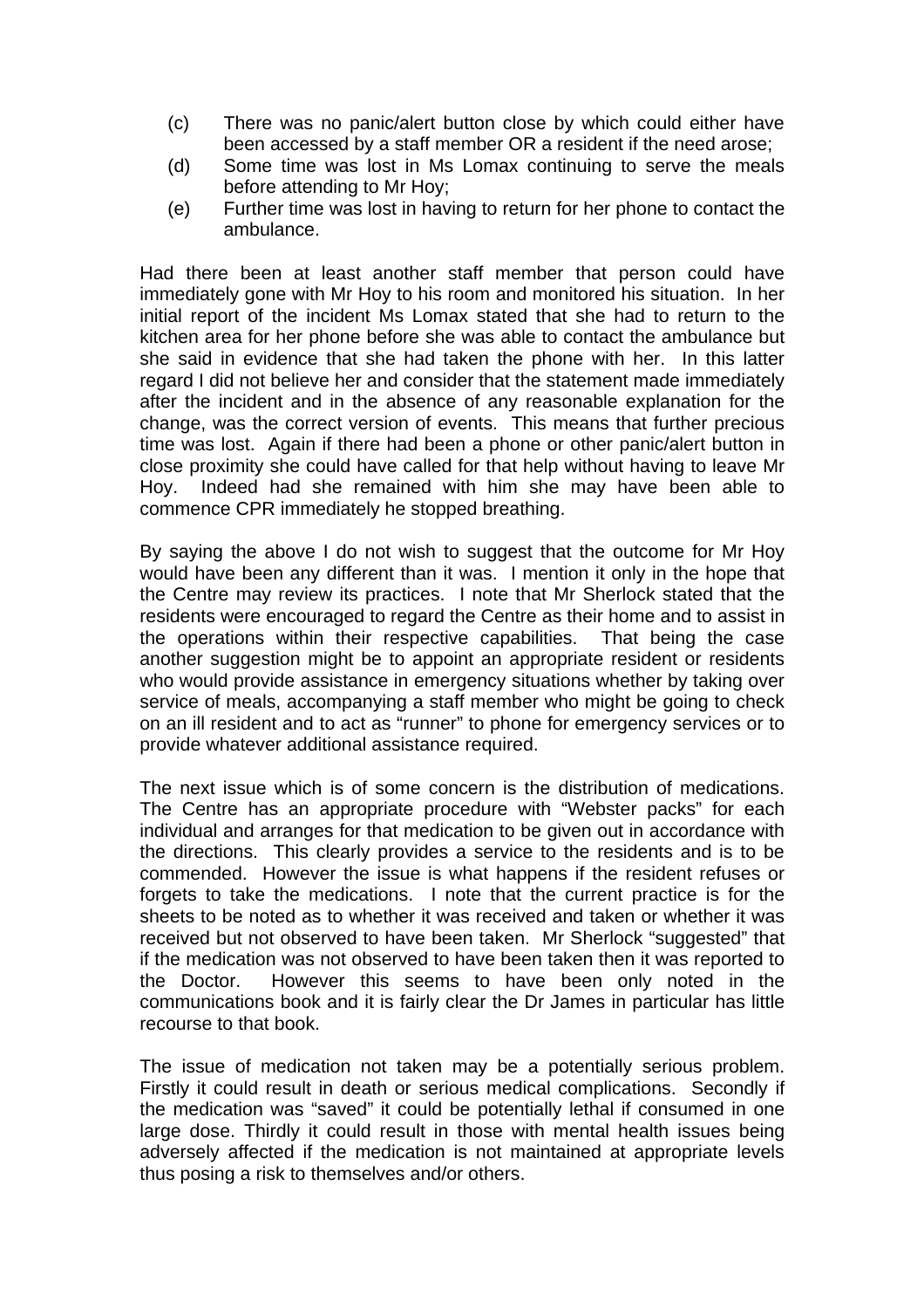(c) There was no panic/alert button close by which could either have been accessed by a staff member OR a resident if the need arose;

(d) Some time was lost in Ms Lomax continuing to serve the meals before attending to Mr Hoy;

(e) Further time was lost in having to return for her phone to contact the ambulance.

Had there been at least another staff member that person could have immediately gone with Mr Hoy to his room and monitored his situation. In her initial report of the incident Ms Lomax stated that she had to return to the kitchen area for her phone before she was able to contact the ambulance but she said in evidence that she had taken the phone with her. In this latter regard I did not believe her and consider that the statement made immediately after the incident and in the absence of any reasonable explanation for the change, was the correct version of events. This means that further precious time was lost. Again if there had been a phone or other panic/alert button in close proximity she could have called for that help without having to leave Mr Hoy. Indeed had she remained with him she may have been able to commence CPR immediately he stopped breathing.

By saying the above I do not wish to suggest that the outcome for Mr Hoy would have been any different than it was. I mention it only in the hope that the Centre may review its practices. I note that Mr Sherlock stated that the residents were encouraged to regard the Centre as their home and to assist in the operations within their respective capabilities. That being the case another suggestion might be to appoint an appropriate resident or residents who would provide assistance in emergency situations whether by taking over service of meals, accompanying a staff member who might be going to check on an ill resident and to act as "runner" to phone for emergency services or to provide whatever additional assistance required.

The next issue which is of some concern is the distribution of medications. The Centre has an appropriate procedure with "Webster packs" for each individual and arranges for that medication to be given out in accordance with the directions. This clearly provides a service to the residents and is to be commended. However the issue is what happens if the resident refuses or forgets to take the medications. I note that the current practice is for the sheets to be noted as to whether it was received and taken or whether it was received but not observed to have been taken. Mr Sherlock "suggested" that if the medication was not observed to have been taken then it was reported to the Doctor. However this seems to have been only noted in the communications book and it is fairly clear the Dr James in particular has little recourse to that book.

The issue of medication not taken may be a potentially serious problem. Firstly it could result in death or serious medical complications. Secondly if the medication was "saved" it could be potentially lethal if consumed in one large dose. Thirdly it could result in those with mental health issues being adversely affected if the medication is not maintained at appropriate levels thus posing a risk to themselves and/or others.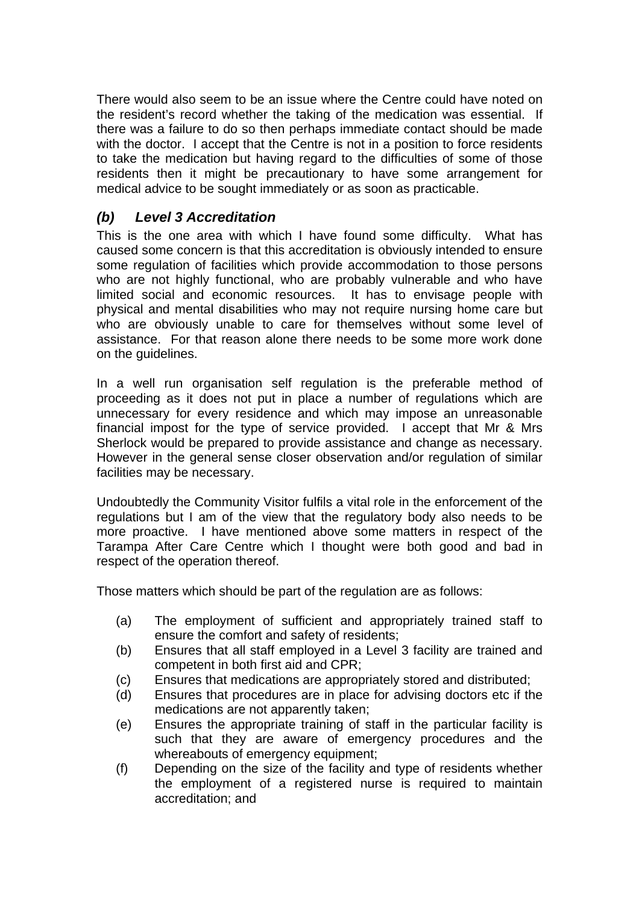There would also seem to be an issue where the Centre could have noted on the resident's record whether the taking of the medication was essential. If there was a failure to do so then perhaps immediate contact should be made with the doctor. I accept that the Centre is not in a position to force residents to take the medication but having regard to the difficulties of some of those residents then it might be precautionary to have some arrangement for medical advice to be sought immediately or as soon as practicable.

### *(b) Level 3 Accreditation*

This is the one area with which I have found some difficulty. What has caused some concern is that this accreditation is obviously intended to ensure some regulation of facilities which provide accommodation to those persons who are not highly functional, who are probably vulnerable and who have limited social and economic resources. It has to envisage people with physical and mental disabilities who may not require nursing home care but who are obviously unable to care for themselves without some level of assistance. For that reason alone there needs to be some more work done on the guidelines.

In a well run organisation self regulation is the preferable method of proceeding as it does not put in place a number of regulations which are unnecessary for every residence and which may impose an unreasonable financial impost for the type of service provided. I accept that Mr & Mrs Sherlock would be prepared to provide assistance and change as necessary. However in the general sense closer observation and/or regulation of similar facilities may be necessary.

Undoubtedly the Community Visitor fulfils a vital role in the enforcement of the regulations but I am of the view that the regulatory body also needs to be more proactive. I have mentioned above some matters in respect of the Tarampa After Care Centre which I thought were both good and bad in respect of the operation thereof.

Those matters which should be part of the regulation are as follows:

- (a) The employment of sufficient and appropriately trained staff to ensure the comfort and safety of residents;
- (b) Ensures that all staff employed in a Level 3 facility are trained and competent in both first aid and CPR;
- (c) Ensures that medications are appropriately stored and distributed;
- (d) Ensures that procedures are in place for advising doctors etc if the medications are not apparently taken;
- (e) Ensures the appropriate training of staff in the particular facility is such that they are aware of emergency procedures and the whereabouts of emergency equipment;
- (f) Depending on the size of the facility and type of residents whether the employment of a registered nurse is required to maintain accreditation; and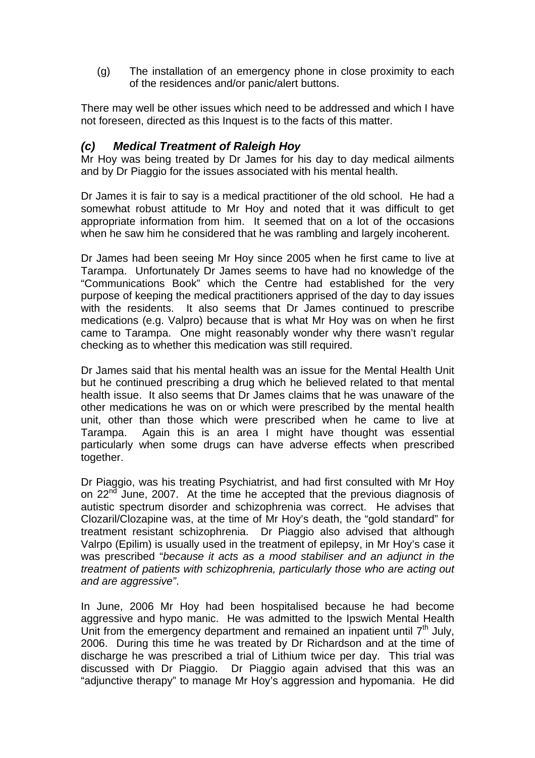(g) The installation of an emergency phone in close proximity to each of the residences and/or panic/alert buttons.

There may well be other issues which need to be addressed and which I have not foreseen, directed as this Inquest is to the facts of this matter.

### *(c) Medical Treatment of Raleigh Hoy*

Mr Hoy was being treated by Dr James for his day to day medical ailments and by Dr Piaggio for the issues associated with his mental health.

Dr James it is fair to say is a medical practitioner of the old school. He had a somewhat robust attitude to Mr Hoy and noted that it was difficult to get appropriate information from him. It seemed that on a lot of the occasions when he saw him he considered that he was rambling and largely incoherent.

Dr James had been seeing Mr Hoy since 2005 when he first came to live at Tarampa. Unfortunately Dr James seems to have had no knowledge of the "Communications Book" which the Centre had established for the very purpose of keeping the medical practitioners apprised of the day to day issues with the residents. It also seems that Dr James continued to prescribe medications (e.g. Valpro) because that is what Mr Hoy was on when he first came to Tarampa. One might reasonably wonder why there wasn't regular checking as to whether this medication was still required.

Dr James said that his mental health was an issue for the Mental Health Unit but he continued prescribing a drug which he believed related to that mental health issue. It also seems that Dr James claims that he was unaware of the other medications he was on or which were prescribed by the mental health unit, other than those which were prescribed when he came to live at Tarampa. Again this is an area I might have thought was essential particularly when some drugs can have adverse effects when prescribed together.

Dr Piaggio, was his treating Psychiatrist, and had first consulted with Mr Hoy on 22nd June, 2007. At the time he accepted that the previous diagnosis of autistic spectrum disorder and schizophrenia was correct. He advises that Clozaril/Clozapine was, at the time of Mr Hoy's death, the "gold standard" for treatment resistant schizophrenia. Dr Piaggio also advised that although Valrpo (Epilim) is usually used in the treatment of epilepsy, in Mr Hoy's case it was prescribed "*because it acts as a mood stabiliser and an adjunct in the treatment of patients with schizophrenia, particularly those who are acting out and are aggressive"*.

In June, 2006 Mr Hoy had been hospitalised because he had become aggressive and hypo manic. He was admitted to the Ipswich Mental Health Unit from the emergency department and remained an inpatient until 7th July, 2006. During this time he was treated by Dr Richardson and at the time of discharge he was prescribed a trial of Lithium twice per day. This trial was discussed with Dr Piaggio. Dr Piaggio again advised that this was an "adjunctive therapy" to manage Mr Hoy's aggression and hypomania. He did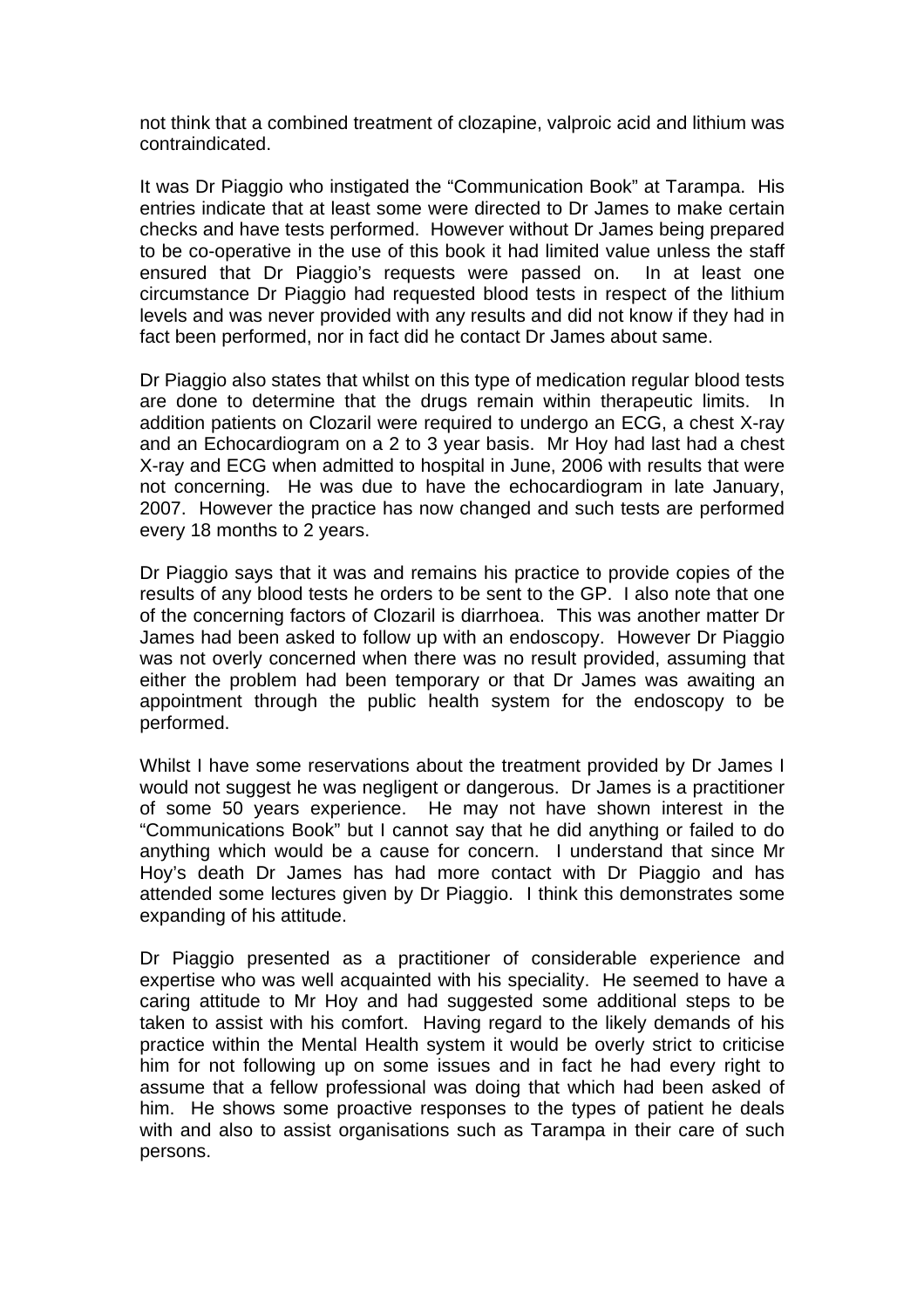not think that a combined treatment of clozapine, valproic acid and lithium was contraindicated.

It was Dr Piaggio who instigated the "Communication Book" at Tarampa. His entries indicate that at least some were directed to Dr James to make certain checks and have tests performed. However without Dr James being prepared to be co-operative in the use of this book it had limited value unless the staff ensured that Dr Piaggio's requests were passed on. In at least one circumstance Dr Piaggio had requested blood tests in respect of the lithium levels and was never provided with any results and did not know if they had in fact been performed, nor in fact did he contact Dr James about same.

Dr Piaggio also states that whilst on this type of medication regular blood tests are done to determine that the drugs remain within therapeutic limits. In addition patients on Clozaril were required to undergo an ECG, a chest X-ray and an Echocardiogram on a 2 to 3 year basis. Mr Hoy had last had a chest X-ray and ECG when admitted to hospital in June, 2006 with results that were not concerning. He was due to have the echocardiogram in late January, 2007. However the practice has now changed and such tests are performed every 18 months to 2 years.

Dr Piaggio says that it was and remains his practice to provide copies of the results of any blood tests he orders to be sent to the GP. I also note that one of the concerning factors of Clozaril is diarrhoea. This was another matter Dr James had been asked to follow up with an endoscopy. However Dr Piaggio was not overly concerned when there was no result provided, assuming that either the problem had been temporary or that Dr James was awaiting an appointment through the public health system for the endoscopy to be performed.

Whilst I have some reservations about the treatment provided by Dr James I would not suggest he was negligent or dangerous. Dr James is a practitioner of some 50 years experience. He may not have shown interest in the "Communications Book" but I cannot say that he did anything or failed to do anything which would be a cause for concern. I understand that since Mr Hoy's death Dr James has had more contact with Dr Piaggio and has attended some lectures given by Dr Piaggio. I think this demonstrates some expanding of his attitude.

Dr Piaggio presented as a practitioner of considerable experience and expertise who was well acquainted with his speciality. He seemed to have a caring attitude to Mr Hoy and had suggested some additional steps to be taken to assist with his comfort. Having regard to the likely demands of his practice within the Mental Health system it would be overly strict to criticise him for not following up on some issues and in fact he had every right to assume that a fellow professional was doing that which had been asked of him. He shows some proactive responses to the types of patient he deals with and also to assist organisations such as Tarampa in their care of such persons.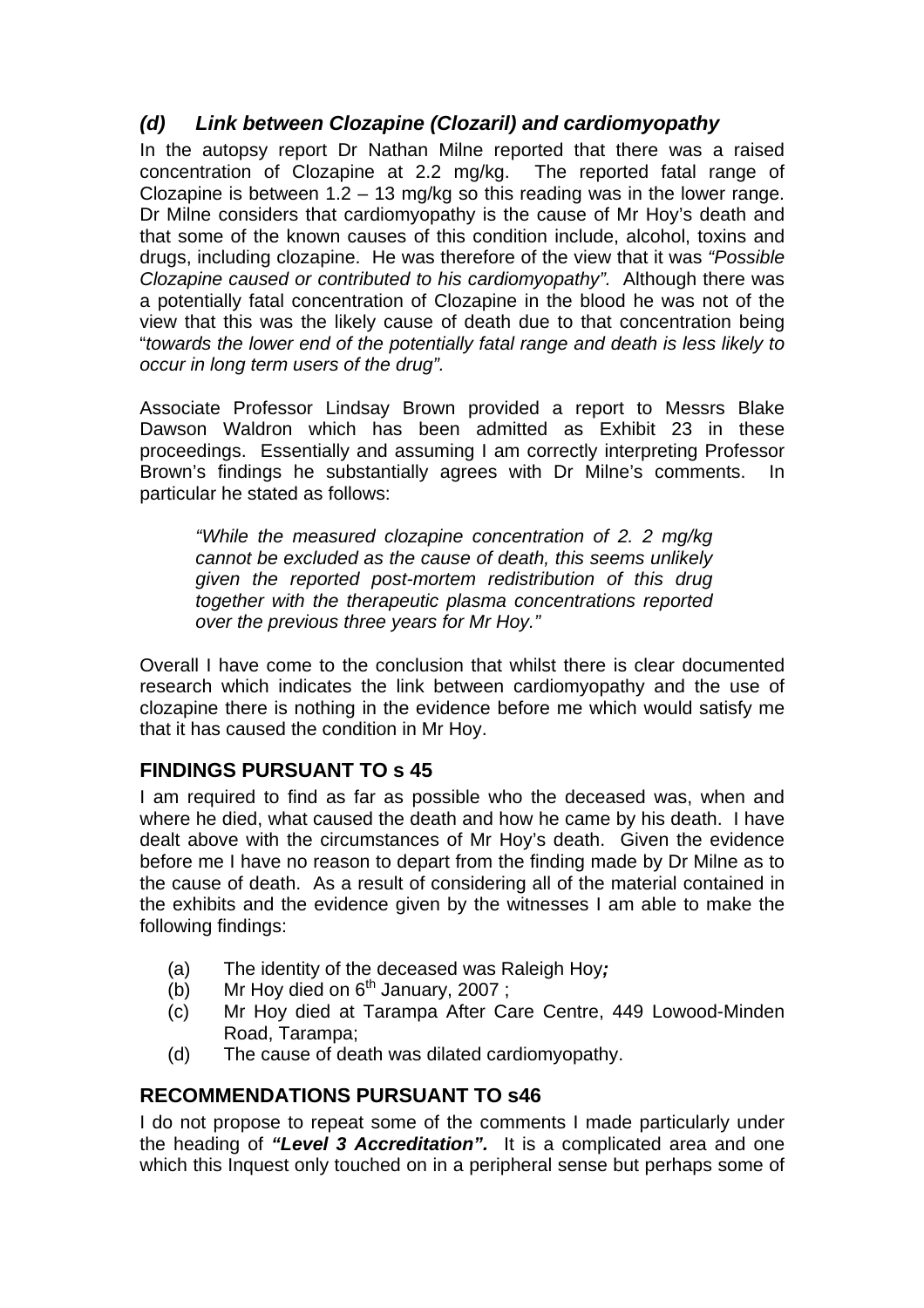### *(d) Link between Clozapine (Clozaril) and cardiomyopathy*

In the autopsy report Dr Nathan Milne reported that there was a raised concentration of Clozapine at 2.2 mg/kg. The reported fatal range of Clozapine is between 1.2 – 13 mg/kg so this reading was in the lower range. Dr Milne considers that cardiomyopathy is the cause of Mr Hoy's death and that some of the known causes of this condition include, alcohol, toxins and drugs, including clozapine. He was therefore of the view that it was *"Possible Clozapine caused or contributed to his cardiomyopathy"*. Although there was a potentially fatal concentration of Clozapine in the blood he was not of the view that this was the likely cause of death due to that concentration being "*towards the lower end of the potentially fatal range and death is less likely to occur in long term users of the drug".*

Associate Professor Lindsay Brown provided a report to Messrs Blake Dawson Waldron which has been admitted as Exhibit 23 in these proceedings. Essentially and assuming I am correctly interpreting Professor Brown's findings he substantially agrees with Dr Milne's comments. In particular he stated as follows:

> *"While the measured clozapine concentration of 2. 2 mg/kg cannot be excluded as the cause of death, this seems unlikely given the reported post-mortem redistribution of this drug together with the therapeutic plasma concentrations reported over the previous three years for Mr Hoy."*

Overall I have come to the conclusion that whilst there is clear documented research which indicates the link between cardiomyopathy and the use of clozapine there is nothing in the evidence before me which would satisfy me that it has caused the condition in Mr Hoy.

## FINDINGS PURSUANT TO s 45

I am required to find as far as possible who the deceased was, when and where he died, what caused the death and how he came by his death. I have dealt above with the circumstances of Mr Hoy's death. Given the evidence before me I have no reason to depart from the finding made by Dr Milne as to the cause of death. As a result of considering all of the material contained in the exhibits and the evidence given by the witnesses I am able to make the following findings:

(a) The identity of the deceased was Raleigh Hoy***;***
(b) Mr Hoy died on 6th January, 2007 ;
(c) Mr Hoy died at Tarampa After Care Centre, 449 Lowood-Minden Road, Tarampa;
(d) The cause of death was dilated cardiomyopathy.

## RECOMMENDATIONS PURSUANT TO s46

I do not propose to repeat some of the comments I made particularly under the heading of ***"Level 3 Accreditation".*** It is a complicated area and one which this Inquest only touched on in a peripheral sense but perhaps some of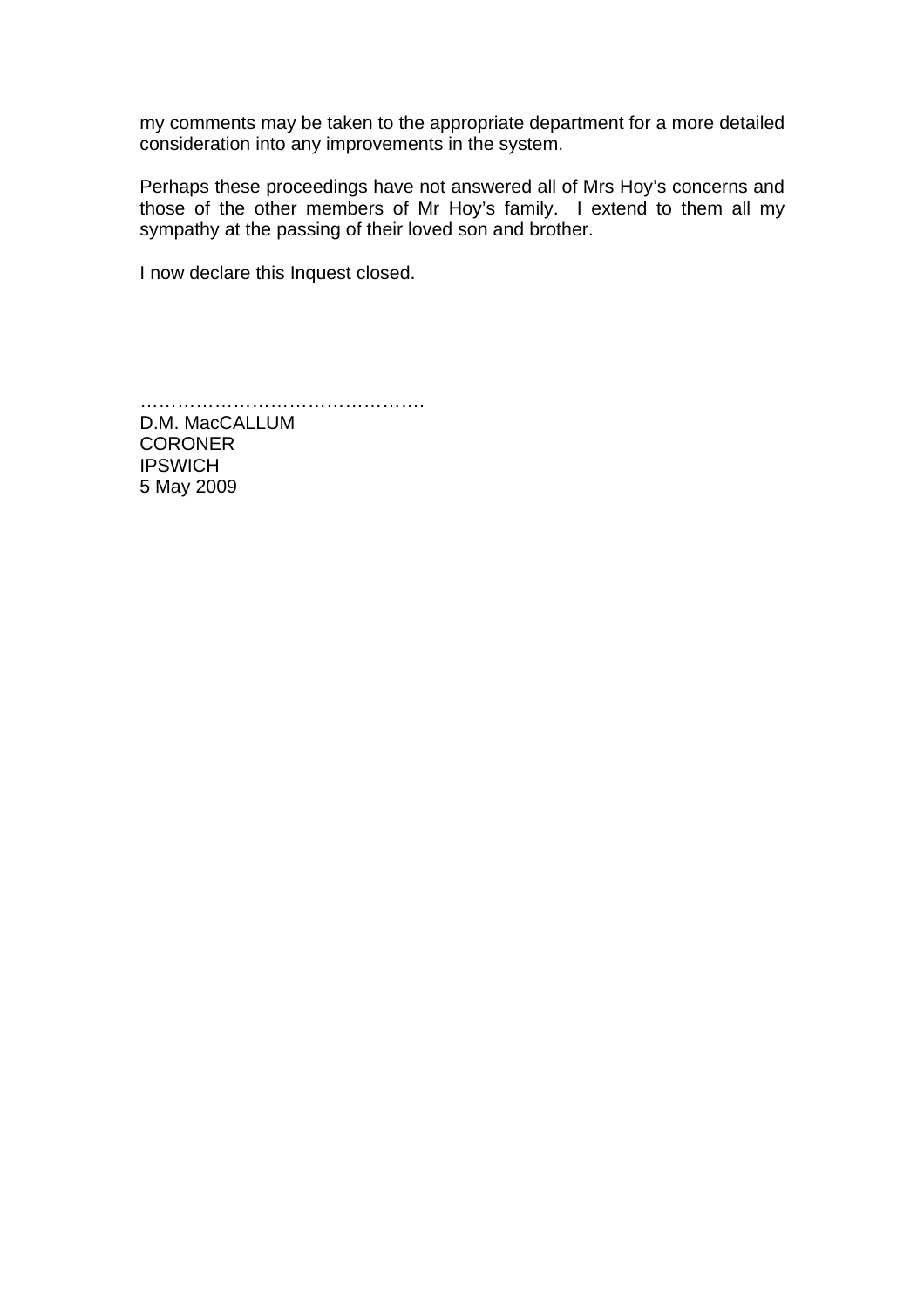my comments may be taken to the appropriate department for a more detailed consideration into any improvements in the system.

Perhaps these proceedings have not answered all of Mrs Hoy's concerns and those of the other members of Mr Hoy's family. I extend to them all my sympathy at the passing of their loved son and brother.

I now declare this Inquest closed.

……………………………………….
D.M. MacCALLUM
CORONER
IPSWICH
5 May 2009